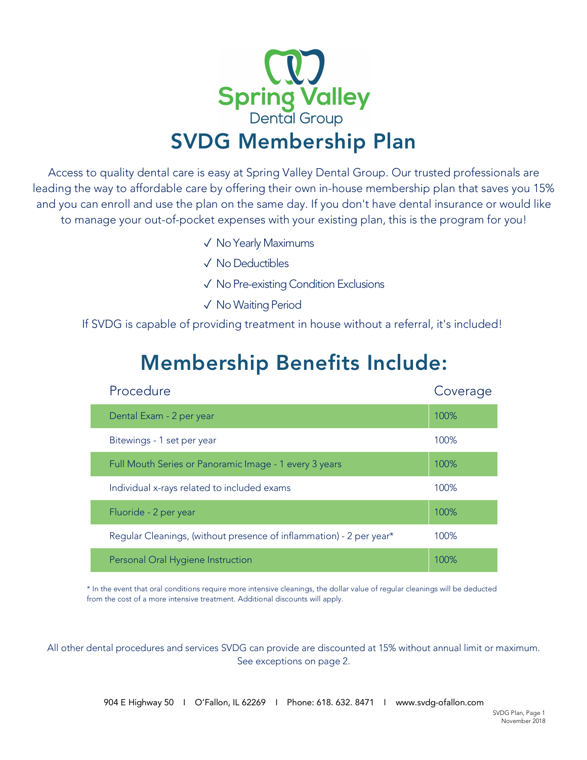Spring Valley
Dental Group

# SVDG Membership Plan

Access to quality dental care is easy at Spring Valley Dental Group. Our trusted professionals are leading the way to affordable care by offering their own in-house membership plan that saves you 15% and you can enroll and use the plan on the same day. If you don't have dental insurance or would like to manage your out-of-pocket expenses with your existing plan, this is the program for you!

- ✓ No Yearly Maximums
- ✓ No Deductibles
- ✓ No Pre-existing Condition Exclusions
- ✓ No Waiting Period

If SVDG is capable of providing treatment in house without a referral, it's included!

## Membership Benefits Include:

| Procedure | Coverage |
|---|---|
| Dental Exam - 2 per year | 100% |
| Bitewings - 1 set per year | 100% |
| Full Mouth Series or Panoramic Image - 1 every 3 years | 100% |
| Individual x-rays related to included exams | 100% |
| Fluoride - 2 per year | 100% |
| Regular Cleanings, (without presence of inflammation) - 2 per year* | 100% |
| Personal Oral Hygiene Instruction | 100% |

* In the event that oral conditions require more intensive cleanings, the dollar value of regular cleanings will be deducted from the cost of a more intensive treatment. Additional discounts will apply.

All other dental procedures and services SVDG can provide are discounted at 15% without annual limit or maximum. See exceptions on page 2.

904 E Highway 50 I O'Fallon, IL 62269 I Phone: 618. 632. 8471 I www.svdg-ofallon.com

November 2018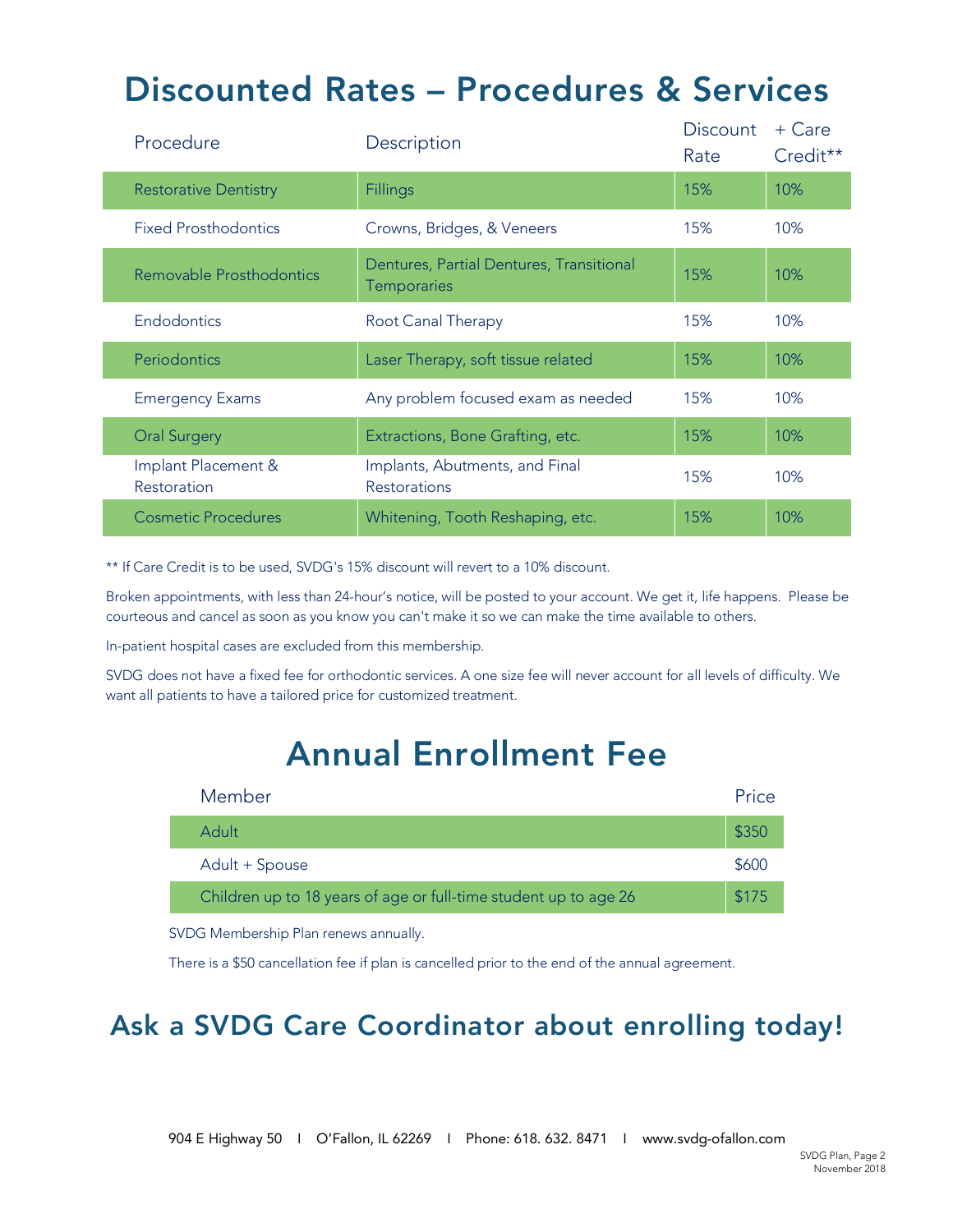# Discounted Rates – Procedures & Services

| Procedure | Description | Discount Rate | + Care Credit** |
|---|---|---|---|
| Restorative Dentistry | Fillings | 15% | 10% |
| Fixed Prosthodontics | Crowns, Bridges, & Veneers | 15% | 10% |
| Removable Prosthodontics | Dentures, Partial Dentures, Transitional Temporaries | 15% | 10% |
| Endodontics | Root Canal Therapy | 15% | 10% |
| Periodontics | Laser Therapy, soft tissue related | 15% | 10% |
| Emergency Exams | Any problem focused exam as needed | 15% | 10% |
| Oral Surgery | Extractions, Bone Grafting, etc. | 15% | 10% |
| Implant Placement & Restoration | Implants, Abutments, and Final Restorations | 15% | 10% |
| Cosmetic Procedures | Whitening, Tooth Reshaping, etc. | 15% | 10% |

** If Care Credit is to be used, SVDG's 15% discount will revert to a 10% discount.

Broken appointments, with less than 24-hour's notice, will be posted to your account. We get it, life happens. Please be courteous and cancel as soon as you know you can't make it so we can make the time available to others.

In-patient hospital cases are excluded from this membership.

SVDG does not have a fixed fee for orthodontic services. A one size fee will never account for all levels of difficulty. We want all patients to have a tailored price for customized treatment.

# Annual Enrollment Fee

| Member | Price |
|---|---|
| Adult | $350 |
| Adult + Spouse | $600 |
| Children up to 18 years of age or full-time student up to age 26 | $175 |

SVDG Membership Plan renews annually.

There is a $50 cancellation fee if plan is cancelled prior to the end of the annual agreement.

## Ask a SVDG Care Coordinator about enrolling today!

904 E Highway 50 | O'Fallon, IL 62269 | Phone: 618. 632. 8471 | www.svdg-ofallon.com

SVDG Plan, Page 2
November 2018